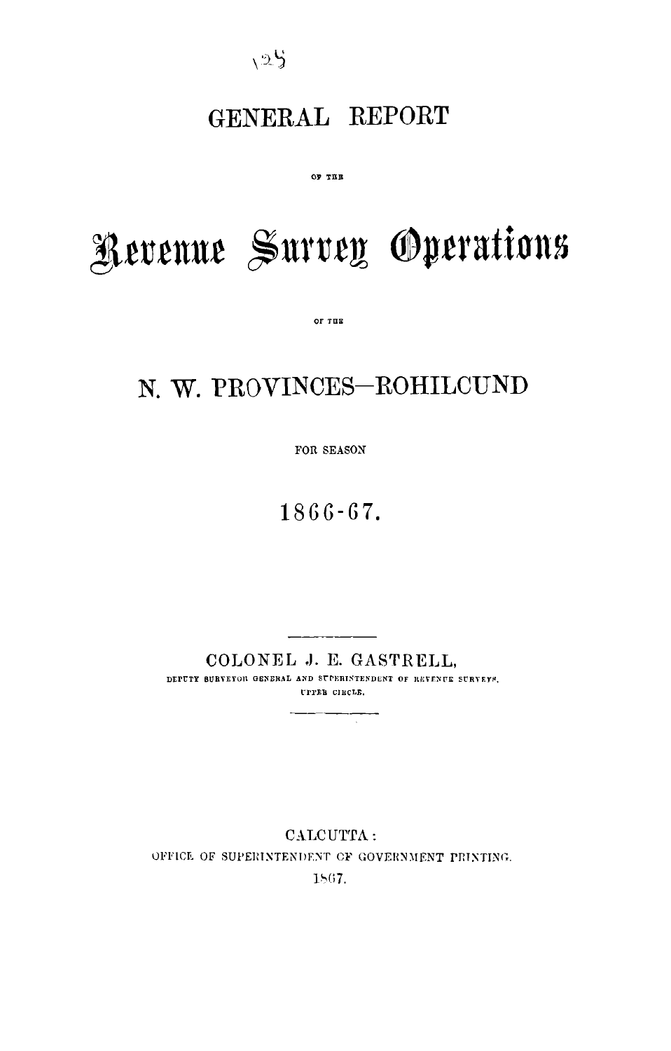# GENERAL REPORT

OF THE

# Revenue Survey Operations

OF THE

## N. W. PROVINCES—ROHILCUND

FOR SEASON

## 1866-67.

---

COLONEL J. E. GASTRELL,

DEPUTY SURVEYOR GENERAL AND SUPERINTENDENT OF REVENUE SURVEYS, UPPER CIRCLE.

---

CALCUTTA:

OFFICE OF SUPERINTENDENT OF GOVERNMENT PRINTING.

1867.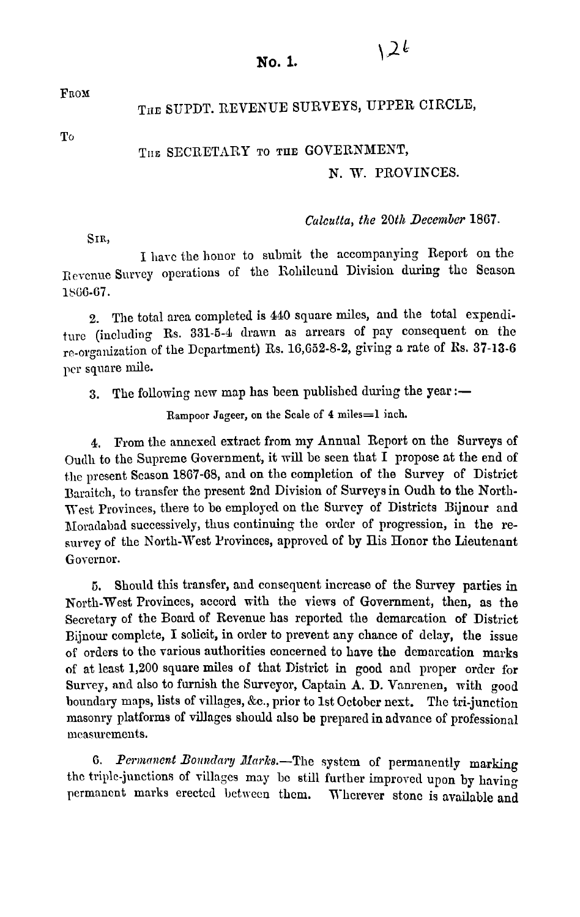# No. 1.

FROM

THE SUPDT. REVENUE SURVEYS, UPPER CIRCLE,

To

THE SECRETARY TO THE GOVERNMENT,

N. W. PROVINCES.

*Calcutta, the 20th December* 1867.

SIR,

I have the honor to submit the accompanying Report on the Revenue Survey operations of the Rohilcund Division during the Season 1866-67.

2. The total area completed is 440 square miles, and the total expenditure (including Rs. 331-5-4 drawn as arrears of pay consequent on the re-organization of the Department) Rs. 16,652-8-2, giving a rate of Rs. 37-13-6 per square mile.

3. The following new map has been published during the year:—

Rampoor Jageer, on the Scale of 4 miles=1 inch.

4. From the annexed extract from my Annual Report on the Surveys of Oudh to the Supreme Government, it will be seen that I propose at the end of the present Season 1867-68, and on the completion of the Survey of District Baraitch, to transfer the present 2nd Division of Surveys in Oudh to the North-West Provinces, there to be employed on the Survey of Districts Bijnour and Moradabad successively, thus continuing the order of progression, in the re-survey of the North-West Provinces, approved of by His Honor the Lieutenant Governor.

5. Should this transfer, and consequent increase of the Survey parties in North-West Provinces, accord with the views of Government, then, as the Secretary of the Board of Revenue has reported the demarcation of District Bijnour complete, I solicit, in order to prevent any chance of delay, the issue of orders to the various authorities concerned to have the demarcation marks of at least 1,200 square miles of that District in good and proper order for Survey, and also to furnish the Surveyor, Captain A. D. Vanrenen, with good boundary maps, lists of villages, &c., prior to 1st October next. The tri-junction masonry platforms of villages should also be prepared in advance of professional measurements.

6. *Permanent Boundary Marks.*—The system of permanently marking the triple-junctions of villages may be still further improved upon by having permanent marks erected between them. Wherever stone is available and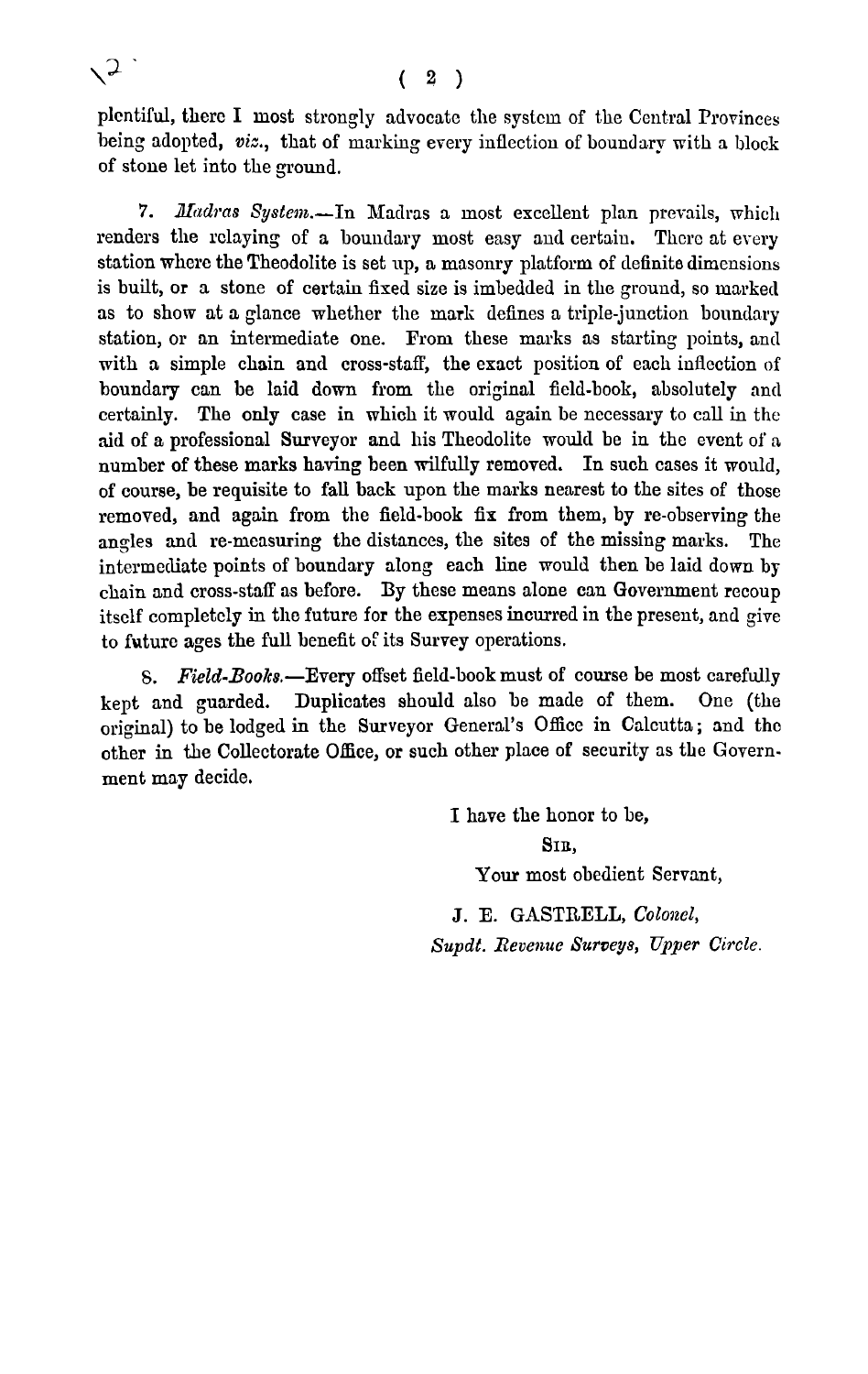plentiful, there I most strongly advocate the system of the Central Provinces being adopted, *viz.*, that of marking every inflection of boundary with a block of stone let into the ground.

7. *Madras System.*—In Madras a most excellent plan prevails, which renders the relaying of a boundary most easy and certain. There at every station where the Theodolite is set up, a masonry platform of definite dimensions is built, or a stone of certain fixed size is imbedded in the ground, so marked as to show at a glance whether the mark defines a triple-junction boundary station, or an intermediate one. From these marks as starting points, and with a simple chain and cross-staff, the exact position of each inflection of boundary can be laid down from the original field-book, absolutely and certainly. The only case in which it would again be necessary to call in the aid of a professional Surveyor and his Theodolite would be in the event of a number of these marks having been wilfully removed. In such cases it would, of course, be requisite to fall back upon the marks nearest to the sites of those removed, and again from the field-book fix from them, by re-observing the angles and re-measuring the distances, the sites of the missing marks. The intermediate points of boundary along each line would then be laid down by chain and cross-staff as before. By these means alone can Government recoup itself completely in the future for the expenses incurred in the present, and give to future ages the full benefit of its Survey operations.

8. *Field-Books.*—Every offset field-book must of course be most carefully kept and guarded. Duplicates should also be made of them. One (the original) to be lodged in the Surveyor General's Office in Calcutta; and the other in the Collectorate Office, or such other place of security as the Government may decide.

I have the honor to be,

SIR,

Your most obedient Servant,

J. E. GASTRELL, *Colonel,*
*Supdt. Revenue Surveys, Upper Circle.*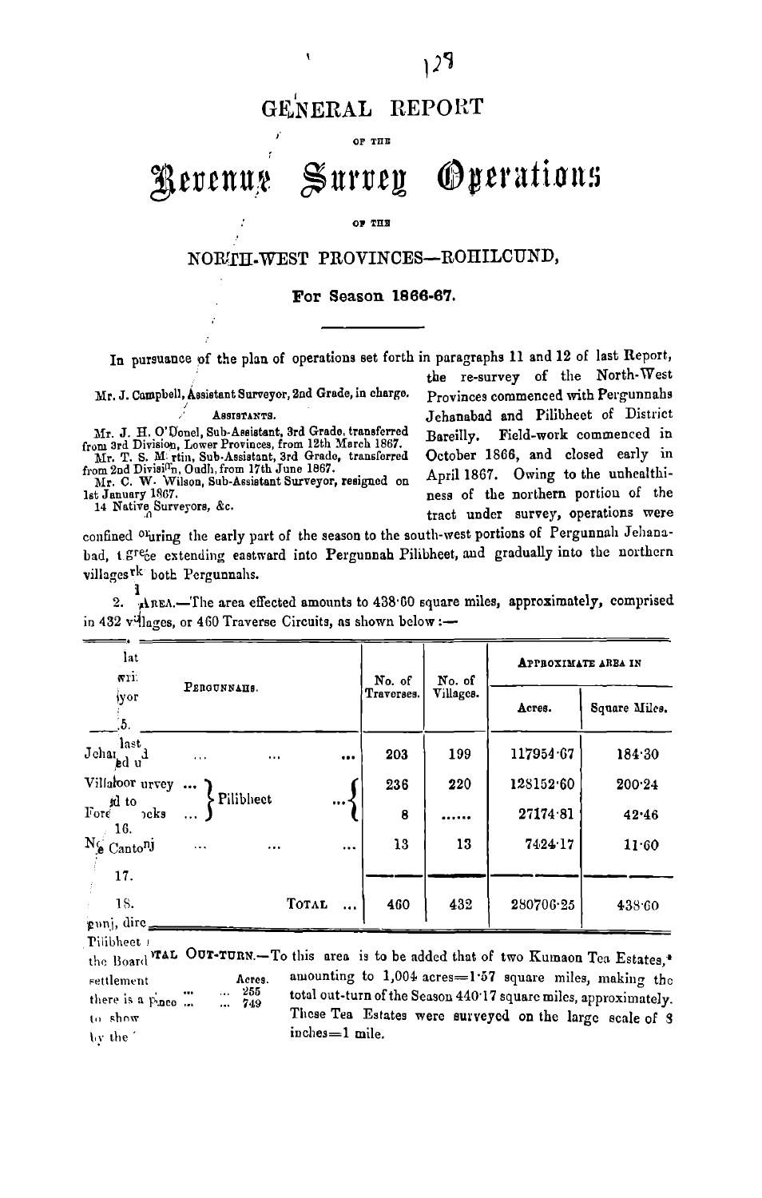# GENERAL REPORT

OF THE

# Revenue Survey Operations

OF THE

## NORTH-WEST PROVINCES—ROHILCUND,

**For Season 1866-67.**

In pursuance of the plan of operations set forth in paragraphs 11 and 12 of last Report, the re-survey of the North-West Provinces commenced with Pergunnahs Jehanabad and Pilibheet of District Bareilly. Field-work commenced in October 1866, and closed early in April 1867. Owing to the unhealthiness of the northern portion of the tract under survey, operations were confined during the early part of the season to the south-west portions of Pergunnah Jehanabad, by degrees extending eastward into Pergunnah Pilibheet, and gradually into the northern villages of both Pergunnahs.

Mr. J. Campbell, Assistant Surveyor, 2nd Grade, in charge.

ASSISTANTS.

Mr. J. H. O'Donel, Sub-Assistant, 3rd Grade, transferred from 3rd Division, Lower Provinces, from 12th March 1867.
Mr. T. S. Martin, Sub-Assistant, 3rd Grade, transferred from 2nd Division, Oudh, from 17th June 1867.
Mr. C. W. Wilson, Sub-Assistant Surveyor, resigned on 1st January 1867.
14 Native Surveyors, &c.

2. AREA.—The area effected amounts to 438·60 square miles, approximately, comprised in 432 villages, or 460 Traverse Circuits, as shown below :—

| PERGUNNAHS. | | No. of Traverses. | No. of Villages. | APPROXIMATE AREA IN | |
|---|---|---|---|---|---|
| | | | | Acres. | Square Miles. |
| Jehanabad | | 203 | 199 | 117954·67 | 184·30 |
| Villages | Pilibheet | 236 | 220 | 128152·60 | 200·24 |
| Forest Blocks | | 8 | ...... | 27174·81 | 42·46 |
| Cantonment | | 13 | 13 | 7424·17 | 11·60 |
| | TOTAL ... | 460 | 432 | 280706·25 | 438·60 |

TOTAL OUT-TURN.—To this area is to be added that of two Kumaon Tea Estates,* amounting to 1,004 acres=1·57 square miles, making the total out-turn of the Season 440·17 square miles, approximately. These Tea Estates were surveyed on the large scale of 8 inches=1 mile.

| | Acres. |
|---|---|
| ... | 255 |
| ... | 749 |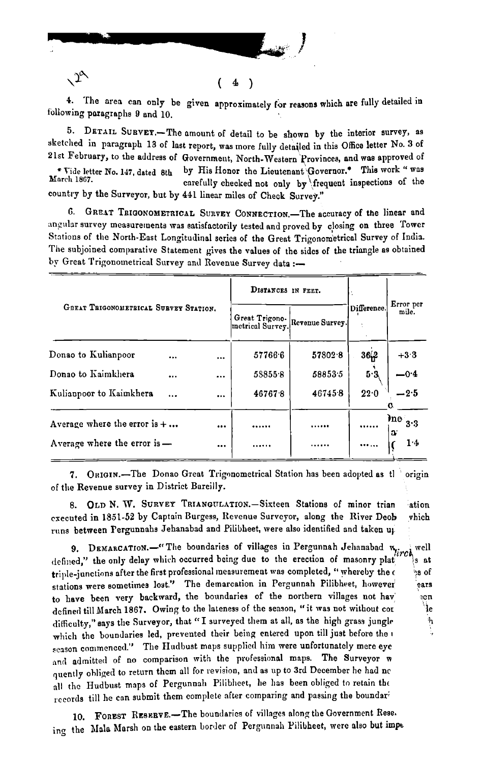4. The area can only be given approximately for reasons which are fully detailed in following paragraphs 9 and 10.

5. DETAIL SURVEY.—The amount of detail to be shown by the interior survey, as sketched in paragraph 13 of last report, was more fully detailed in this Office letter No. 3 of 21st February, to the address of Government, North-Western Provinces, and was approved of by His Honor the Lieutenant Governor.* This work "was carefully checked not only by frequent inspections of the country by the Surveyor, but by 441 linear miles of Check Survey."

\* Vide letter No. 147, dated 8th March 1867.

6. GREAT TRIGONOMETRICAL SURVEY CONNECTION.—The accuracy of the linear and angular survey measurements was satisfactorily tested and proved by closing on three Tower Stations of the North-East Longitudinal series of the Great Trigonometrical Survey of India. The subjoined comparative Statement gives the values of the sides of the triangle as obtained by Great Trigonometrical Survey and Revenue Survey data :—

| GREAT TRIGONOMETRICAL SURVEY STATION. | DISTANCES IN FEET. | | Difference. | Error per mile. |
|---|---|---|---|---|
| | Great Trigonometrical Survey. | Revenue Survey. | | |
| Donao to Kulianpoor ... ... | 57766·6 | 57802·8 | 36·2 | +3·3 |
| Donao to Kaimkhera ... ... | 58855·8 | 58853·5 | 5·3 | —0·4 |
| Kulianpoor to Kaimkhera ... ... | 46767·8 | 46745·8 | 22·0 | —2·5 |
| Average where the error is + ... ... | ...... | ...... | ...... | 3·3 |
| Average where the error is — ... | ...... | ...... | ...... | 1·4 |

7. ORIGIN.—The Donao Great Trigonometrical Station has been adopted as the origin of the Revenue survey in District Bareilly.

8. OLD N. W. SURVEY TRIANGULATION.—Sixteen Stations of minor triangulation executed in 1851-52 by Captain Burgess, Revenue Surveyor, along the River Deoh which runs between Pergunnahs Jehanabad and Pilibheet, were also identified and taken up.

9. DEMARCATION.—"The boundaries of villages in Pergunnah Jehanabad were well defined," the only delay which occurred being due to the erection of masonry platforms at triple-junctions after the first professional measurement was completed, "whereby the c...es of stations were sometimes lost." The demarcation in Pergunnah Pilibheet, however, appears to have been very backward, the boundaries of the northern villages not having been defined till March 1867. Owing to the lateness of the season, "it was not without considerable difficulty," says the Surveyor, that "I surveyed them at all, as the high grass jungle through which the boundaries led, prevented their being entered upon till just before the ... season commenced." The Hudbust maps supplied him were unfortunately mere eye ... and admitted of no comparison with the professional maps. The Surveyor was ... quently obliged to return them all for revision, and as up to 3rd December he had not ... all the Hudbust maps of Pergunnah Pilibheet, he has been obliged to retain the records till he can submit them complete after comparing and passing the boundaries.

10. FOREST RESERVE.—The boundaries of villages along the Government Reserve ... ing the Mala Marsh on the eastern border of Pergunnah Pilibheet, were also but imperfectly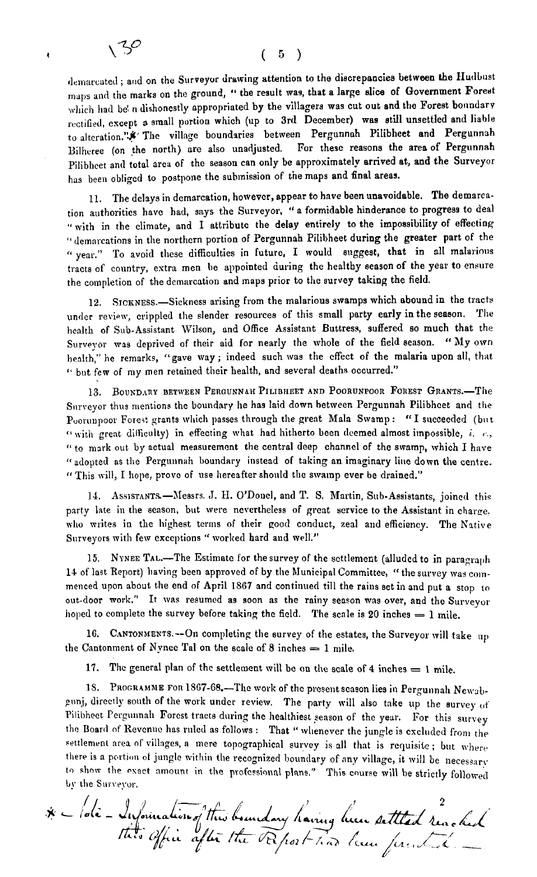demarcated; and on the Surveyor drawing attention to the discrepancies between the Hudbust maps and the marks on the ground, "the result was, that a large slice of Government Forest which had been dishonestly appropriated by the villagers was cut out and the Forest boundary rectified, except a small portion which (up to 3rd December) was still unsettled and liable to alteration."* The village boundaries between Pergunnah Pilibheet and Pergunnah Bilheree (on the north) are also unadjusted. For these reasons the area of Pergunnah Pilibheet and total area of the season can only be approximately arrived at, and the Surveyor has been obliged to postpone the submission of the maps and final areas.

11. The delays in demarcation, however, appear to have been unavoidable. The demarcation authorities have had, says the Surveyor, "a formidable hinderance to progress to deal with in the climate, and I attribute the delay entirely to the impossibility of effecting demarcations in the northern portion of Pergunnah Pilibheet during the greater part of the year." To avoid these difficulties in future, I would suggest, that in all malarious tracts of country, extra men be appointed during the healthy season of the year to ensure the completion of the demarcation and maps prior to the survey taking the field.

12. Sickness.—Sickness arising from the malarious swamps which abound in the tracts under review, crippled the slender resources of this small party early in the season. The health of Sub-Assistant Wilson, and Office Assistant Buttress, suffered so much that the Surveyor was deprived of their aid for nearly the whole of the field season. "My own health," he remarks, "gave way; indeed such was the effect of the malaria upon all, that but few of my men retained their health, and several deaths occurred."

13. Boundary between Pergunnah Pilibheet and Poorunpoor Forest Grants.—The Surveyor thus mentions the boundary he has laid down between Pergunnah Pilibheet and the Poorunpoor Forest grants which passes through the great Mala Swamp: "I succeeded (but with great difficulty) in effecting what had hitherto been deemed almost impossible, *i. e.*, to mark out by actual measurement the central deep channel of the swamp, which I have adopted as the Pergunnah boundary instead of taking an imaginary line down the centre. This will, I hope, prove of use hereafter should the swamp ever be drained."

14. Assistants.—Messrs. J. H. O'Donel, and T. S. Martin, Sub-Assistants, joined this party late in the season, but were nevertheless of great service to the Assistant in charge, who writes in the highest terms of their good conduct, zeal and efficiency. The Native Surveyors with few exceptions "worked hard and well."

15. Nynee Tal.—The Estimate for the survey of the settlement (alluded to in paragraph 14 of last Report) having been approved of by the Municipal Committee, "the survey was commenced upon about the end of April 1867 and continued till the rains set in and put a stop to out-door work." It was resumed as soon as the rainy season was over, and the Surveyor hoped to complete the survey before taking the field. The scale is 20 inches = 1 mile.

16. Cantonments.—On completing the survey of the estates, the Surveyor will take up the Cantonment of Nynee Tal on the scale of 8 inches = 1 mile.

17. The general plan of the settlement will be on the scale of 4 inches = 1 mile.

18. Programme for 1867-68.—The work of the present season lies in Pergunnah Newabgunj, directly south of the work under review. The party will also take up the survey of Pilibheet Pergunnah Forest tracts during the healthiest season of the year. For this survey the Board of Revenue has ruled as follows: That "whenever the jungle is excluded from the settlement area of villages, a mere topographical survey is all that is requisite; but where there is a portion of jungle within the recognized boundary of any village, it will be necessary to show the exact amount in the professional plans." This course will be strictly followed by the Surveyor.

\* Note – Information of this boundary having been settled reached this Office after the Report had been printed.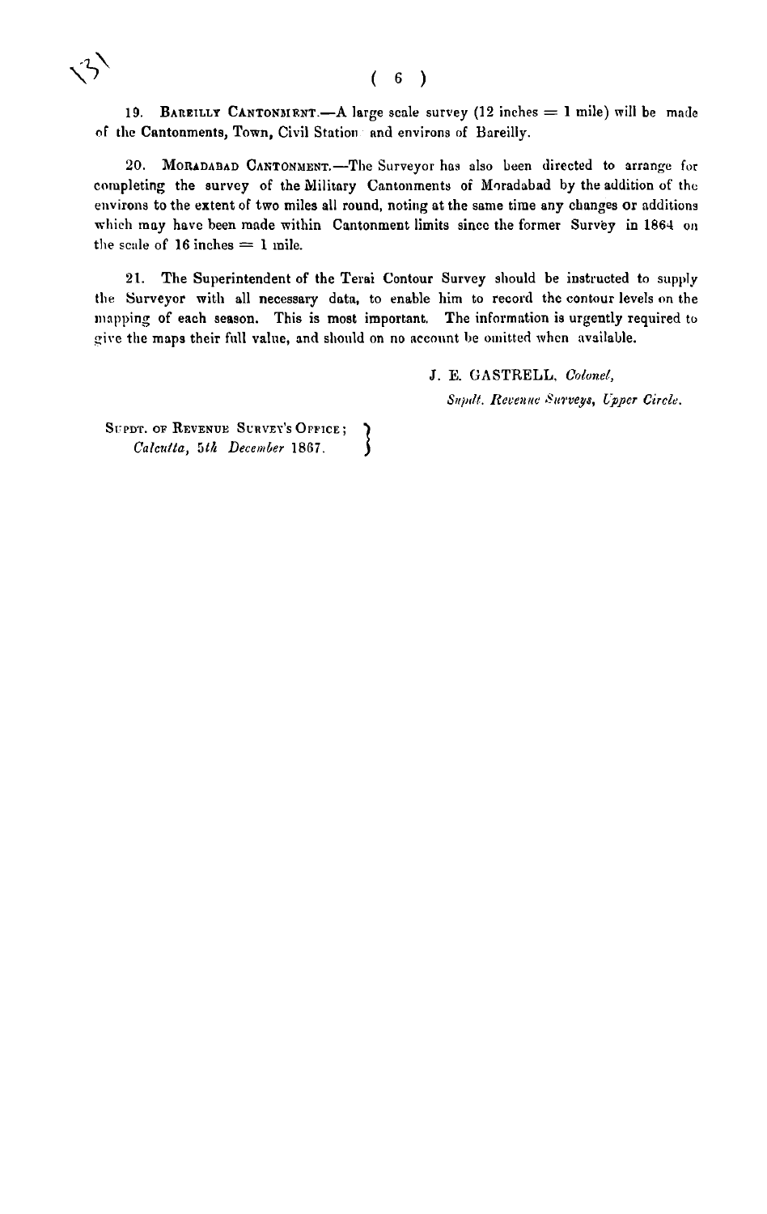19. **Bareilly Cantonment.**—A large scale survey (12 inches = 1 mile) will be made of the **Cantonments, Town,** Civil Station and environs of Bareilly.

20. Moradabad Cantonment.—The Surveyor has also been directed to arrange for completing the survey of the Military Cantonments of Moradabad by the addition of the environs to the extent of two miles all round, noting at the same time any changes or additions which may have been made within Cantonment limits since the former Survey in 1864 on the scale of 16 inches = 1 mile.

21. The Superintendent of the Terai Contour Survey should be instructed to supply the Surveyor with all necessary data, to enable him to record the contour levels on the mapping of each season. This is most important. The information is urgently required to give the maps their full value, and should on no account be omitted when available.

J. E. GASTRELL, *Colonel,*
*Supdt. Revenue Surveys, Upper Circle.*

Supdt. of Revenue Survey's Office;
*Calcutta, 5th December* 1867.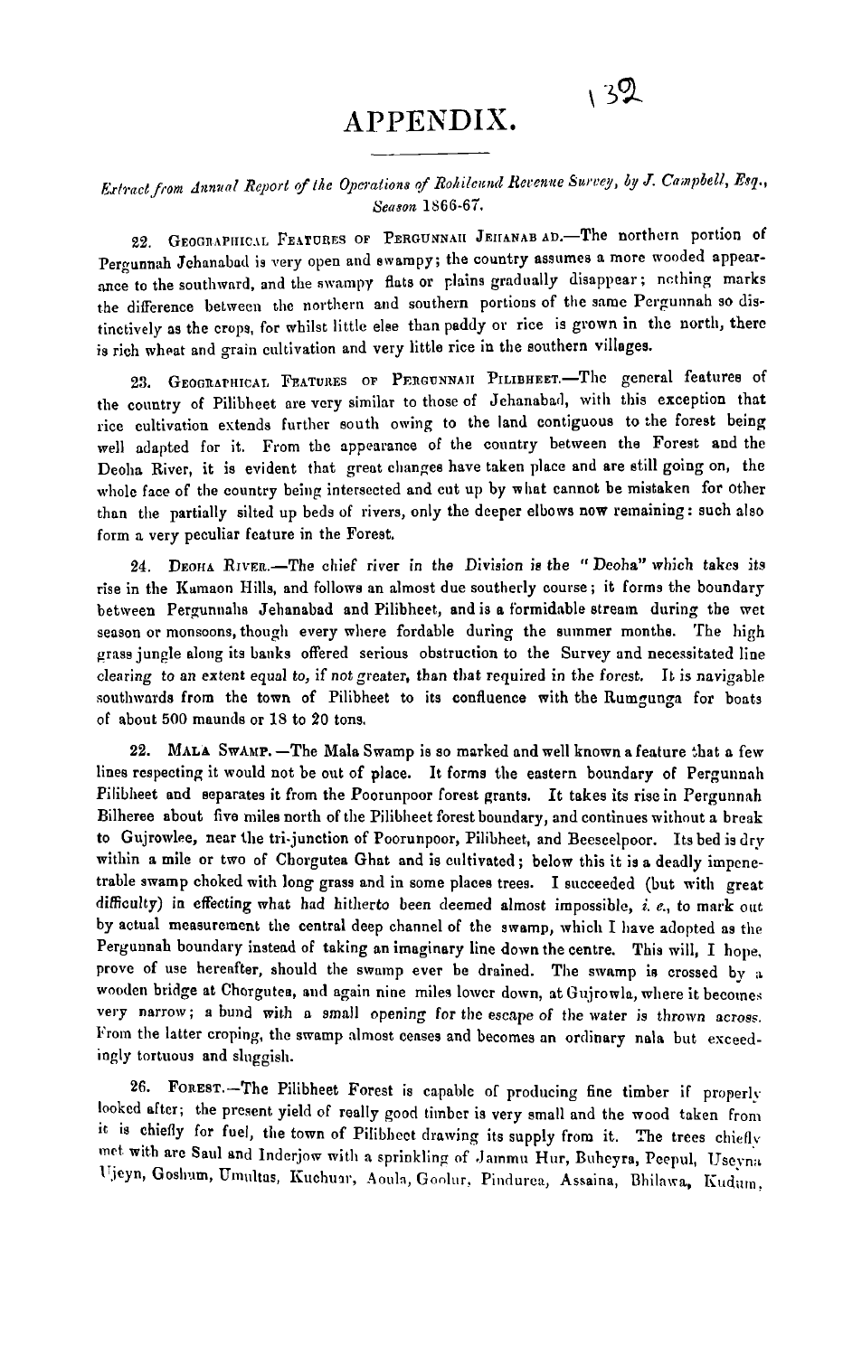# APPENDIX.

*Extract from Annual Report of the Operations of Rohilcund Revenue Survey, by J. Campbell, Esq., Season 1866-67.*

22. Geographical Features of Pergunnah Jehanabad.—The northern portion of Pergunnah Jehanabad is very open and swampy; the country assumes a more wooded appearance to the southward, and the swampy flats or plains gradually disappear; nothing marks the difference between the northern and southern portions of the same Pergunnah so distinctively as the crops, for whilst little else than paddy or rice is grown in the north, there is rich wheat and grain cultivation and very little rice in the southern villages.

23. Geographical Features of Pergunnah Pilibheet.—The general features of the country of Pilibheet are very similar to those of Jehanabad, with this exception that rice cultivation extends further south owing to the land contiguous to the forest being well adapted for it. From the appearance of the country between the Forest and the Deoha River, it is evident that great changes have taken place and are still going on, the whole face of the country being intersected and cut up by what cannot be mistaken for other than the partially silted up beds of rivers, only the deeper elbows now remaining: such also form a very peculiar feature in the Forest.

24. Deoha River.—The chief river in the Division is the "Deoha" which takes its rise in the Kamaon Hills, and follows an almost due southerly course; it forms the boundary between Pergunnahs Jehanabad and Pilibheet, and is a formidable stream during the wet season or monsoons, though every where fordable during the summer months. The high grass jungle along its banks offered serious obstruction to the Survey and necessitated line clearing to an extent equal to, if not greater, than that required in the forest. It is navigable southwards from the town of Pilibheet to its confluence with the Rumgunga for boats of about 500 maunds or 18 to 20 tons.

22. Mala Swamp.—The Mala Swamp is so marked and well known a feature that a few lines respecting it would not be out of place. It forms the eastern boundary of Pergunnah Pilibheet and separates it from the Poorunpoor forest grants. It takes its rise in Pergunnah Bilheree about five miles north of the Pilibheet forest boundary, and continues without a break to Gujrowlee, near the tri-junction of Poorunpoor, Pilibheet, and Beeseelpoor. Its bed is dry within a mile or two of Chorgutea Ghat and is cultivated; below this it is a deadly impenetrable swamp choked with long grass and in some places trees. I succeeded (but with great difficulty) in effecting what had hitherto been deemed almost impossible, *i. e.*, to mark out by actual measurement the central deep channel of the swamp, which I have adopted as the Pergunnah boundary instead of taking an imaginary line down the centre. This will, I hope, prove of use hereafter, should the swamp ever be drained. The swamp is crossed by a wooden bridge at Chorgutea, and again nine miles lower down, at Gujrowla, where it becomes very narrow; a bund with a small opening for the escape of the water is thrown across. From the latter croping, the swamp almost ceases and becomes an ordinary nala but exceedingly tortuous and sluggish.

26. Forest.—The Pilibheet Forest is capable of producing fine timber if properly looked after; the present yield of really good timber is very small and the wood taken from it is chiefly for fuel, the town of Pilibheet drawing its supply from it. The trees chiefly met with are Saul and Inderjow with a sprinkling of Jammu Hur, Buheyra, Peepul, Useyna Ujeyn, Goshum, Umultas, Kuchuar, Aoula, Goolur, Pindurea, Assaina, Bhilawa, Kudum,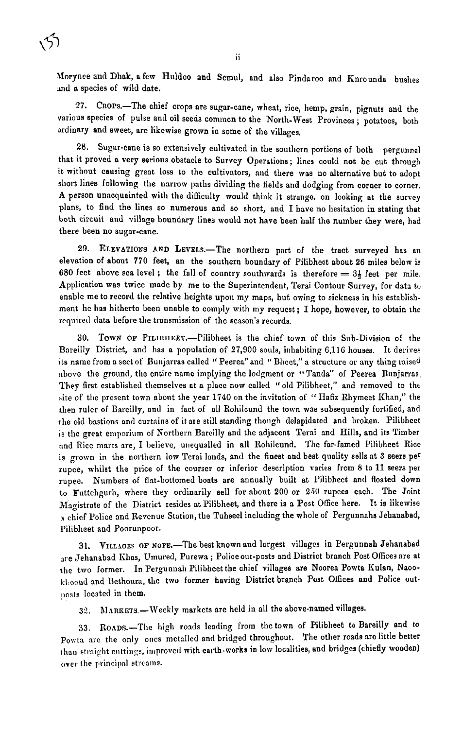Morynee and Dhak, a few Huldoo and Semul, and also Pindaroo and Knrounda bushes and a species of wild date.

27. Crops.—The chief crops are sugar-cane, wheat, rice, hemp, grain, pignuts and the various species of pulse and oil seeds common to the North-West Provinces; potatoes, both ordinary and sweet, are likewise grown in some of the villages.

28. Sugar-cane is so extensively cultivated in the southern portions of both pergunnal that it proved a very serious obstacle to Survey Operations; lines could not be cut through it without causing great loss to the cultivators, and there was no alternative but to adopt short lines following the narrow paths dividing the fields and dodging from corner to corner. A person unacquainted with the difficulty would think it strange, on looking at the survey plans, to find the lines so numerous and so short, and I have no hesitation in stating that both circuit and village boundary lines would not have been half the number they were, had there been no sugar-cane.

29. Elevations and Levels.—The northern part of the tract surveyed has an elevation of about 770 feet, an the southern boundary of Pilibheet about 26 miles below is 680 feet above sea level; the fall of country southwards is therefore = $3\frac{1}{2}$ feet per mile. Application was twice made by me to the Superintendent, Terai Contour Survey, for data to enable me to record the relative heights upon my maps, but owing to sickness in his establishment he has hitherto been unable to comply with my request; I hope, however, to obtain the required data before the transmission of the season's records.

30. Town of Pilibheet.—Pilibheet is the chief town of this Sub-Division of the Bareilly District, and has a population of 27,900 souls, inhabiting 6,116 houses. It derives its name from a sect of Bunjarras called "Peerea" and "Bheet," a structure or any thing raised above the ground, the entire name implying the lodgment or "Tanda" of Peerea Bunjarras. They first established themselves at a place now called "old Pilibheet," and removed to the site of the present town about the year 1740 on the invitation of "Hafiz Rhymeet Khan," the then ruler of Bareilly, and in fact of all Rohilcund the town was subsequently fortified, and the old bastions and curtains of it are still standing though delapidated and broken. Pilibheet is the great emporium of Northern Bareilly and the adjacent Terai and Hills, and its Timber and Rice marts are, I believe, unequalled in all Rohilcund. The far-famed Pilibheet Rice is grown in the northern low Terai lands, and the finest and best quality sells at 3 seers per rupee, whilst the price of the courser or inferior description varies from 8 to 11 seers per rupee. Numbers of flat-bottomed boats are annually built at Pilibheet and floated down to Futtehgurh, where they ordinarily sell for about 200 or 250 rupees each. The Joint Magistrate of the District resides at Pilibheet, and there is a Post Office here. It is likewise a chief Police and Revenue Station, the Tuhseel including the whole of Pergunnahs Jehanabad, Pilibheet and Poorunpoor.

31. Villages of note.—The best known and largest villages in Pergunnah Jehanabad are Jehanabad Khas, Umured, Purewa; Police out-posts and District branch Post Offices are at the two former. In Pergunnah Pilibheet the chief villages are Noorea Powta Kulan, Naookhoond and Bethoura, the two former having District branch Post Offices and Police outposts located in them.

32. Markets.—Weekly markets are held in all the above-named villages.

33. Roads.—The high roads leading from the town of Pilibheet to Bareilly and to Powta are the only ones metalled and bridged throughout. The other roads are little better than straight cuttings, improved with earth-works in low localities, and bridges (chiefly wooden) over the principal streams.